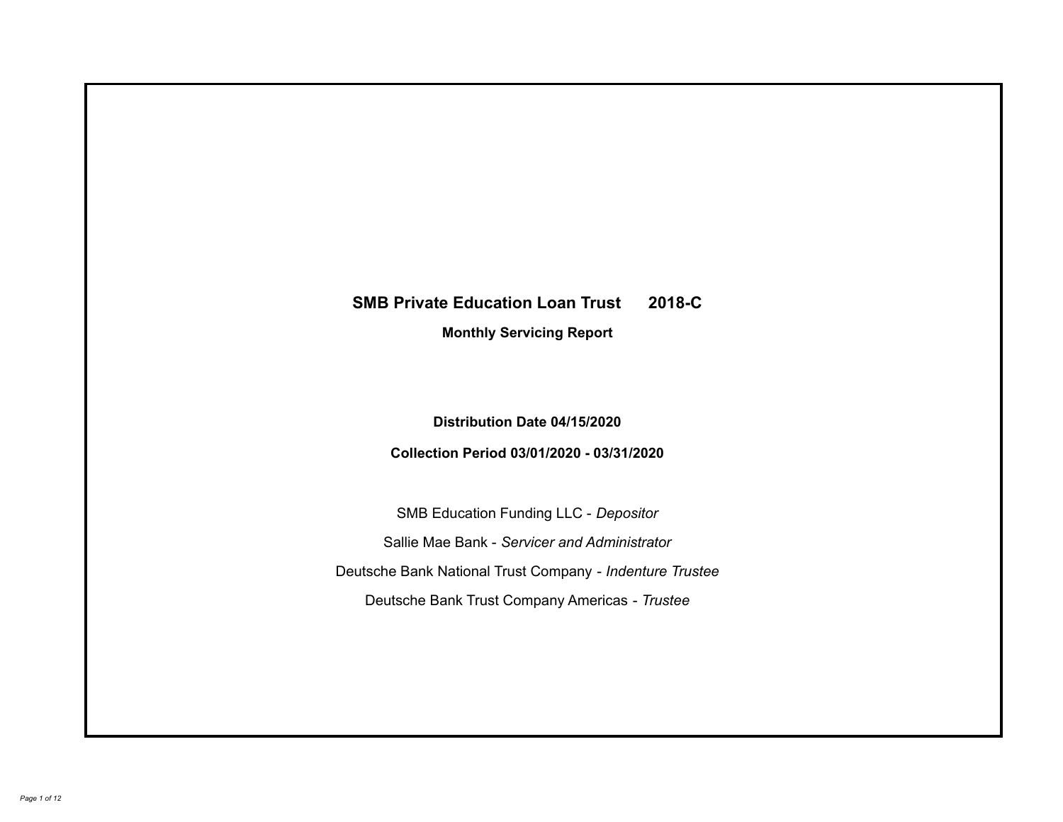# SMB Private Education Loan Trust 2018-C

**Monthly Servicing Report**

**Distribution Date 04/15/2020**

**Collection Period 03/01/2020 - 03/31/2020**

SMB Education Funding LLC - *Depositor*

Sallie Mae Bank - *Servicer and Administrator*

Deutsche Bank National Trust Company - *Indenture Trustee*

Deutsche Bank Trust Company Americas - *Trustee*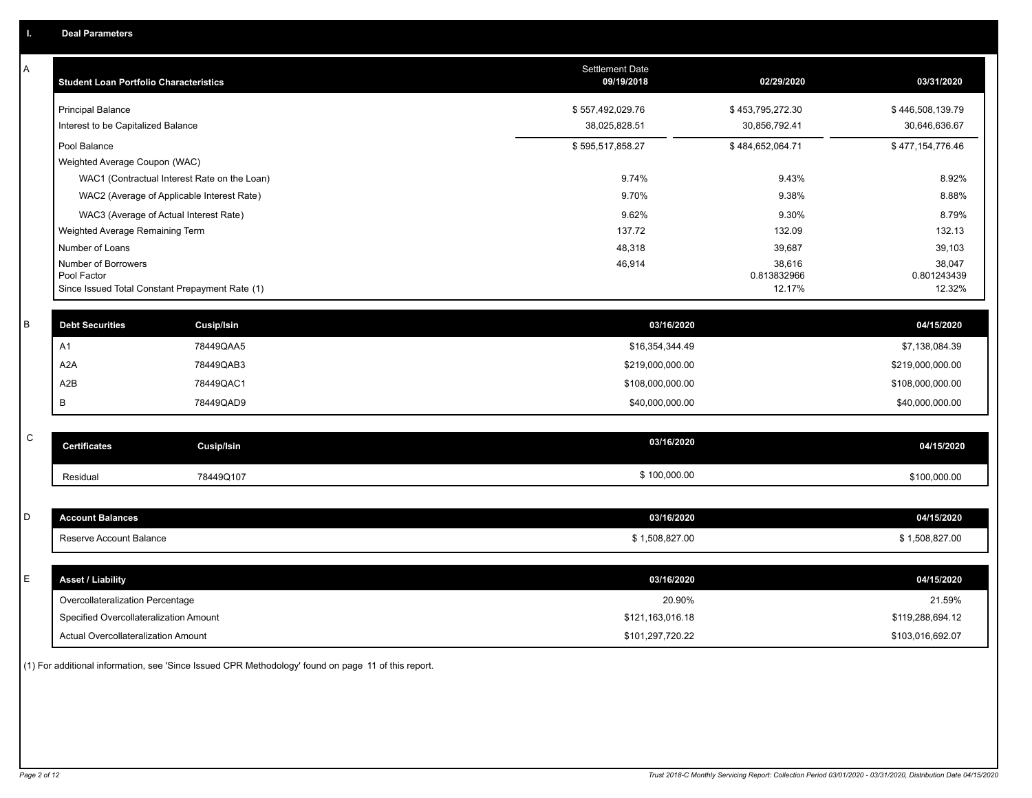# I. Deal Parameters

## A

| Student Loan Portfolio Characteristics | Settlement Date 09/19/2018 | 02/29/2020 | 03/31/2020 |
|---|---|---|---|
| Principal Balance | $ 557,492,029.76 | $ 453,795,272.30 | $ 446,508,139.79 |
| Interest to be Capitalized Balance | 38,025,828.51 | 30,856,792.41 | 30,646,636.67 |
| Pool Balance | $ 595,517,858.27 | $ 484,652,064.71 | $ 477,154,776.46 |
| Weighted Average Coupon (WAC) | | | |
| WAC1 (Contractual Interest Rate on the Loan) | 9.74% | 9.43% | 8.92% |
| WAC2 (Average of Applicable Interest Rate) | 9.70% | 9.38% | 8.88% |
| WAC3 (Average of Actual Interest Rate) | 9.62% | 9.30% | 8.79% |
| Weighted Average Remaining Term | 137.72 | 132.09 | 132.13 |
| Number of Loans | 48,318 | 39,687 | 39,103 |
| Number of Borrowers | 46,914 | 38,616 | 38,047 |
| Pool Factor | | 0.813832966 | 0.801243439 |
| Since Issued Total Constant Prepayment Rate (1) | | 12.17% | 12.32% |

## B

| Debt Securities | Cusip/Isin | 03/16/2020 | 04/15/2020 |
|---|---|---|---|
| A1 | 78449QAA5 | $16,354,344.49 | $7,138,084.39 |
| A2A | 78449QAB3 | $219,000,000.00 | $219,000,000.00 |
| A2B | 78449QAC1 | $108,000,000.00 | $108,000,000.00 |
| B | 78449QAD9 | $40,000,000.00 | $40,000,000.00 |

## C

| Certificates | Cusip/Isin | 03/16/2020 | 04/15/2020 |
|---|---|---|---|
| Residual | 78449Q107 | $ 100,000.00 | $100,000.00 |

## D

| Account Balances | 03/16/2020 | 04/15/2020 |
|---|---|---|
| Reserve Account Balance | $ 1,508,827.00 | $ 1,508,827.00 |

## E

| Asset / Liability | 03/16/2020 | 04/15/2020 |
|---|---|---|
| Overcollateralization Percentage | 20.90% | 21.59% |
| Specified Overcollateralization Amount | $121,163,016.18 | $119,288,694.12 |
| Actual Overcollateralization Amount | $101,297,720.22 | $103,016,692.07 |

(1) For additional information, see 'Since Issued CPR Methodology' found on page 11 of this report.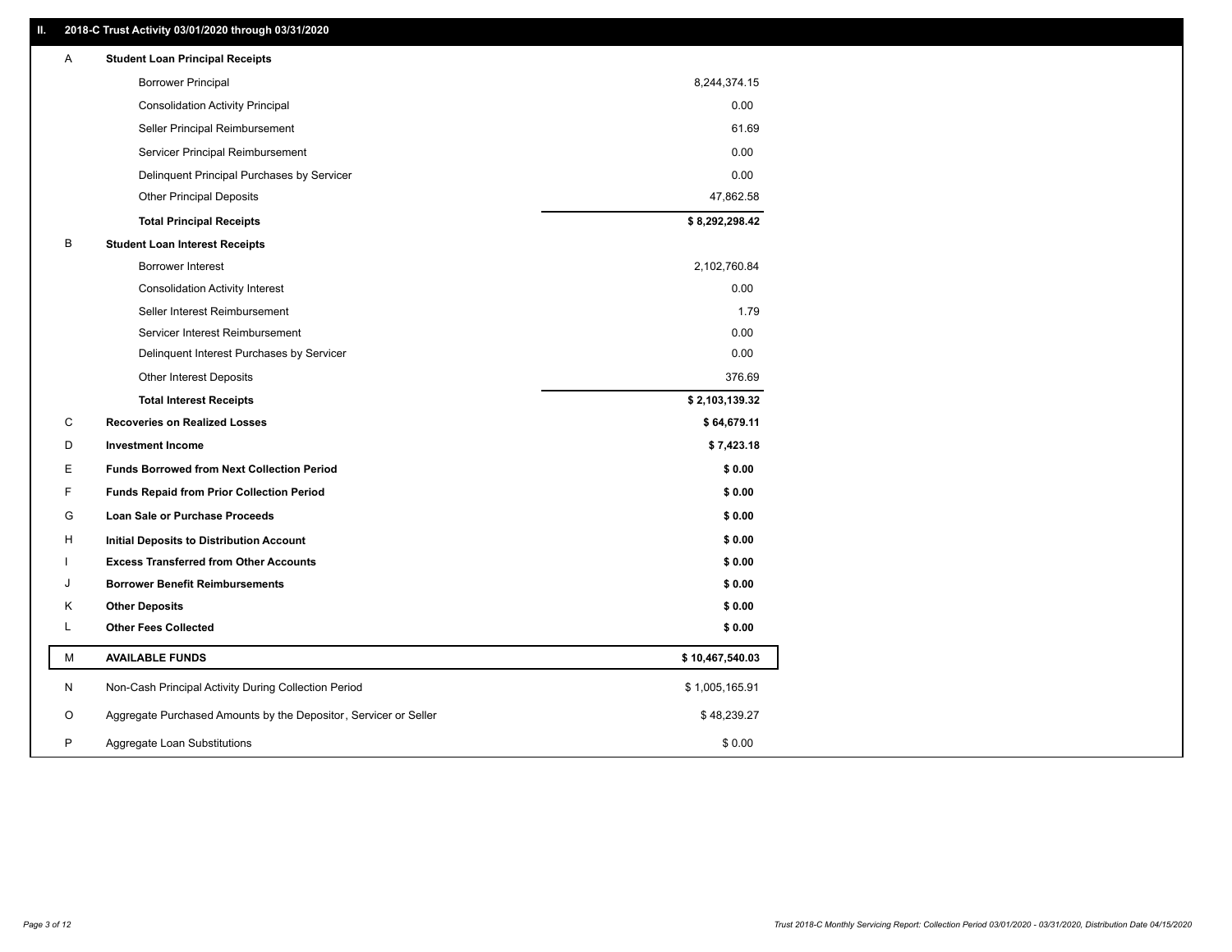## II. 2018-C Trust Activity 03/01/2020 through 03/31/2020

| | | |
|---|---|---|
| A | **Student Loan Principal Receipts** | |
| | Borrower Principal | 8,244,374.15 |
| | Consolidation Activity Principal | 0.00 |
| | Seller Principal Reimbursement | 61.69 |
| | Servicer Principal Reimbursement | 0.00 |
| | Delinquent Principal Purchases by Servicer | 0.00 |
| | Other Principal Deposits | 47,862.58 |
| | **Total Principal Receipts** | **$ 8,292,298.42** |
| B | **Student Loan Interest Receipts** | |
| | Borrower Interest | 2,102,760.84 |
| | Consolidation Activity Interest | 0.00 |
| | Seller Interest Reimbursement | 1.79 |
| | Servicer Interest Reimbursement | 0.00 |
| | Delinquent Interest Purchases by Servicer | 0.00 |
| | Other Interest Deposits | 376.69 |
| | **Total Interest Receipts** | **$ 2,103,139.32** |
| C | **Recoveries on Realized Losses** | **$ 64,679.11** |
| D | **Investment Income** | **$ 7,423.18** |
| E | **Funds Borrowed from Next Collection Period** | **$ 0.00** |
| F | **Funds Repaid from Prior Collection Period** | **$ 0.00** |
| G | **Loan Sale or Purchase Proceeds** | **$ 0.00** |
| H | **Initial Deposits to Distribution Account** | **$ 0.00** |
| I | **Excess Transferred from Other Accounts** | **$ 0.00** |
| J | **Borrower Benefit Reimbursements** | **$ 0.00** |
| K | **Other Deposits** | **$ 0.00** |
| L | **Other Fees Collected** | **$ 0.00** |
| M | **AVAILABLE FUNDS** | **$ 10,467,540.03** |
| N | Non-Cash Principal Activity During Collection Period | $ 1,005,165.91 |
| O | Aggregate Purchased Amounts by the Depositor, Servicer or Seller | $ 48,239.27 |
| P | Aggregate Loan Substitutions | $ 0.00 |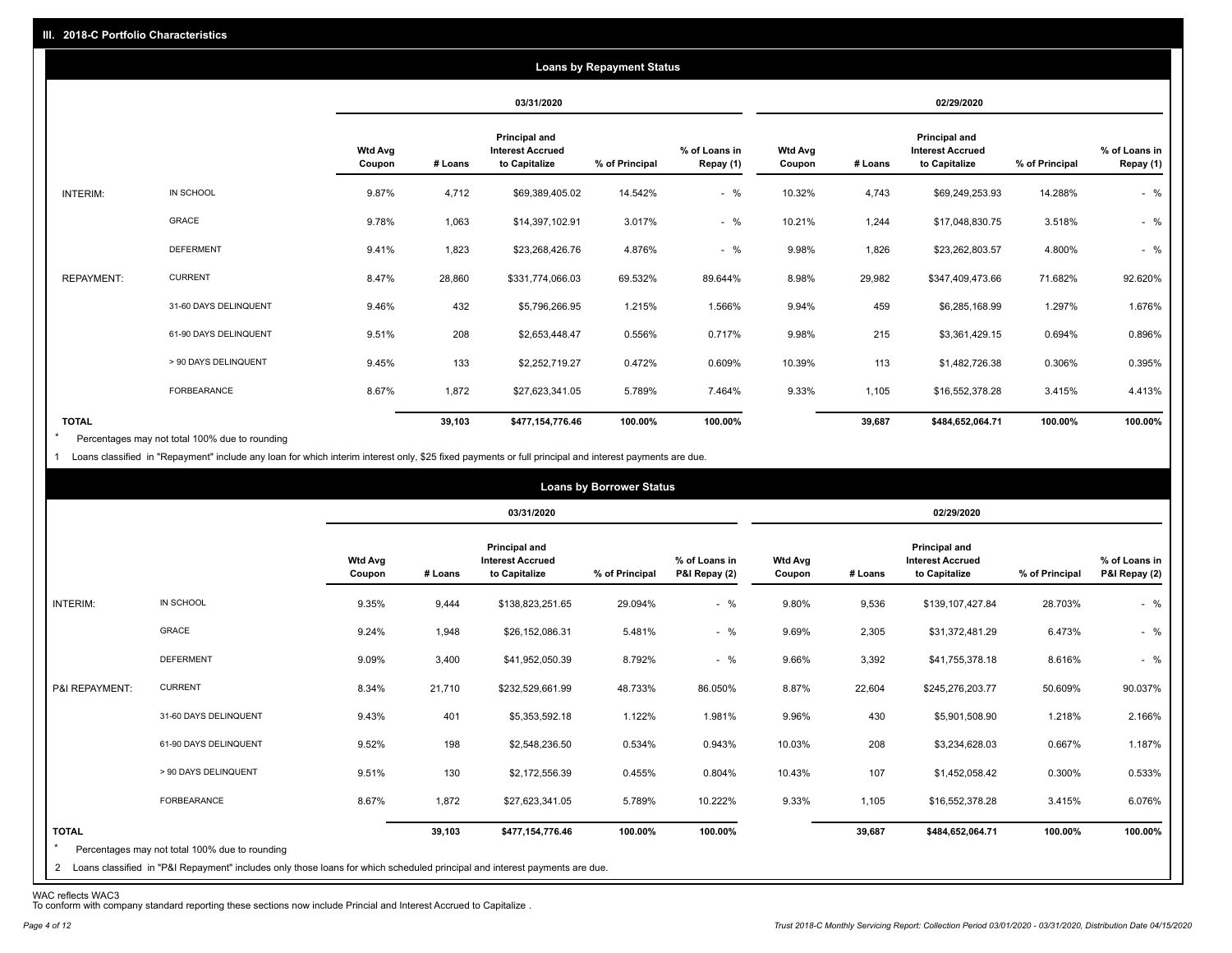## III. 2018-C Portfolio Characteristics

### Loans by Repayment Status

| | | 03/31/2020 | | | | | 02/29/2020 | | | | |
|---|---|---|---|---|---|---|---|---|---|---|---|
| | | Wtd Avg Coupon | # Loans | Principal and Interest Accrued to Capitalize | % of Principal | % of Loans in Repay (1) | Wtd Avg Coupon | # Loans | Principal and Interest Accrued to Capitalize | % of Principal | % of Loans in Repay (1) |
| INTERIM: | IN SCHOOL | 9.87% | 4,712 | $69,389,405.02 | 14.542% | - % | 10.32% | 4,743 | $69,249,253.93 | 14.288% | - % |
| | GRACE | 9.78% | 1,063 | $14,397,102.91 | 3.017% | - % | 10.21% | 1,244 | $17,048,830.75 | 3.518% | - % |
| | DEFERMENT | 9.41% | 1,823 | $23,268,426.76 | 4.876% | - % | 9.98% | 1,826 | $23,262,803.57 | 4.800% | - % |
| REPAYMENT: | CURRENT | 8.47% | 28,860 | $331,774,066.03 | 69.532% | 89.644% | 8.98% | 29,982 | $347,409,473.66 | 71.682% | 92.620% |
| | 31-60 DAYS DELINQUENT | 9.46% | 432 | $5,796,266.95 | 1.215% | 1.566% | 9.94% | 459 | $6,285,168.99 | 1.297% | 1.676% |
| | 61-90 DAYS DELINQUENT | 9.51% | 208 | $2,653,448.47 | 0.556% | 0.717% | 9.98% | 215 | $3,361,429.15 | 0.694% | 0.896% |
| | > 90 DAYS DELINQUENT | 9.45% | 133 | $2,252,719.27 | 0.472% | 0.609% | 10.39% | 113 | $1,482,726.38 | 0.306% | 0.395% |
| | FORBEARANCE | 8.67% | 1,872 | $27,623,341.05 | 5.789% | 7.464% | 9.33% | 1,105 | $16,552,378.28 | 3.415% | 4.413% |
| TOTAL | | | 39,103 | $477,154,776.46 | 100.00% | 100.00% | | 39,687 | $484,652,064.71 | 100.00% | 100.00% |

* Percentages may not total 100% due to rounding

1 Loans classified in "Repayment" include any loan for which interim interest only, $25 fixed payments or full principal and interest payments are due.

### Loans by Borrower Status

| | | 03/31/2020 | | | | | 02/29/2020 | | | | |
|---|---|---|---|---|---|---|---|---|---|---|---|
| | | Wtd Avg Coupon | # Loans | Principal and Interest Accrued to Capitalize | % of Principal | % of Loans in P&I Repay (2) | Wtd Avg Coupon | # Loans | Principal and Interest Accrued to Capitalize | % of Principal | % of Loans in P&I Repay (2) |
| INTERIM: | IN SCHOOL | 9.35% | 9,444 | $138,823,251.65 | 29.094% | - % | 9.80% | 9,536 | $139,107,427.84 | 28.703% | - % |
| | GRACE | 9.24% | 1,948 | $26,152,086.31 | 5.481% | - % | 9.69% | 2,305 | $31,372,481.29 | 6.473% | - % |
| | DEFERMENT | 9.09% | 3,400 | $41,952,050.39 | 8.792% | - % | 9.66% | 3,392 | $41,755,378.18 | 8.616% | - % |
| P&I REPAYMENT: | CURRENT | 8.34% | 21,710 | $232,529,661.99 | 48.733% | 86.050% | 8.87% | 22,604 | $245,276,203.77 | 50.609% | 90.037% |
| | 31-60 DAYS DELINQUENT | 9.43% | 401 | $5,353,592.18 | 1.122% | 1.981% | 9.96% | 430 | $5,901,508.90 | 1.218% | 2.166% |
| | 61-90 DAYS DELINQUENT | 9.52% | 198 | $2,548,236.50 | 0.534% | 0.943% | 10.03% | 208 | $3,234,628.03 | 0.667% | 1.187% |
| | > 90 DAYS DELINQUENT | 9.51% | 130 | $2,172,556.39 | 0.455% | 0.804% | 10.43% | 107 | $1,452,058.42 | 0.300% | 0.533% |
| | FORBEARANCE | 8.67% | 1,872 | $27,623,341.05 | 5.789% | 10.222% | 9.33% | 1,105 | $16,552,378.28 | 3.415% | 6.076% |
| TOTAL | | | 39,103 | $477,154,776.46 | 100.00% | 100.00% | | 39,687 | $484,652,064.71 | 100.00% | 100.00% |

* Percentages may not total 100% due to rounding

2 Loans classified in "P&I Repayment" includes only those loans for which scheduled principal and interest payments are due.

WAC reflects WAC3
To conform with company standard reporting these sections now include Princial and Interest Accrued to Capitalize .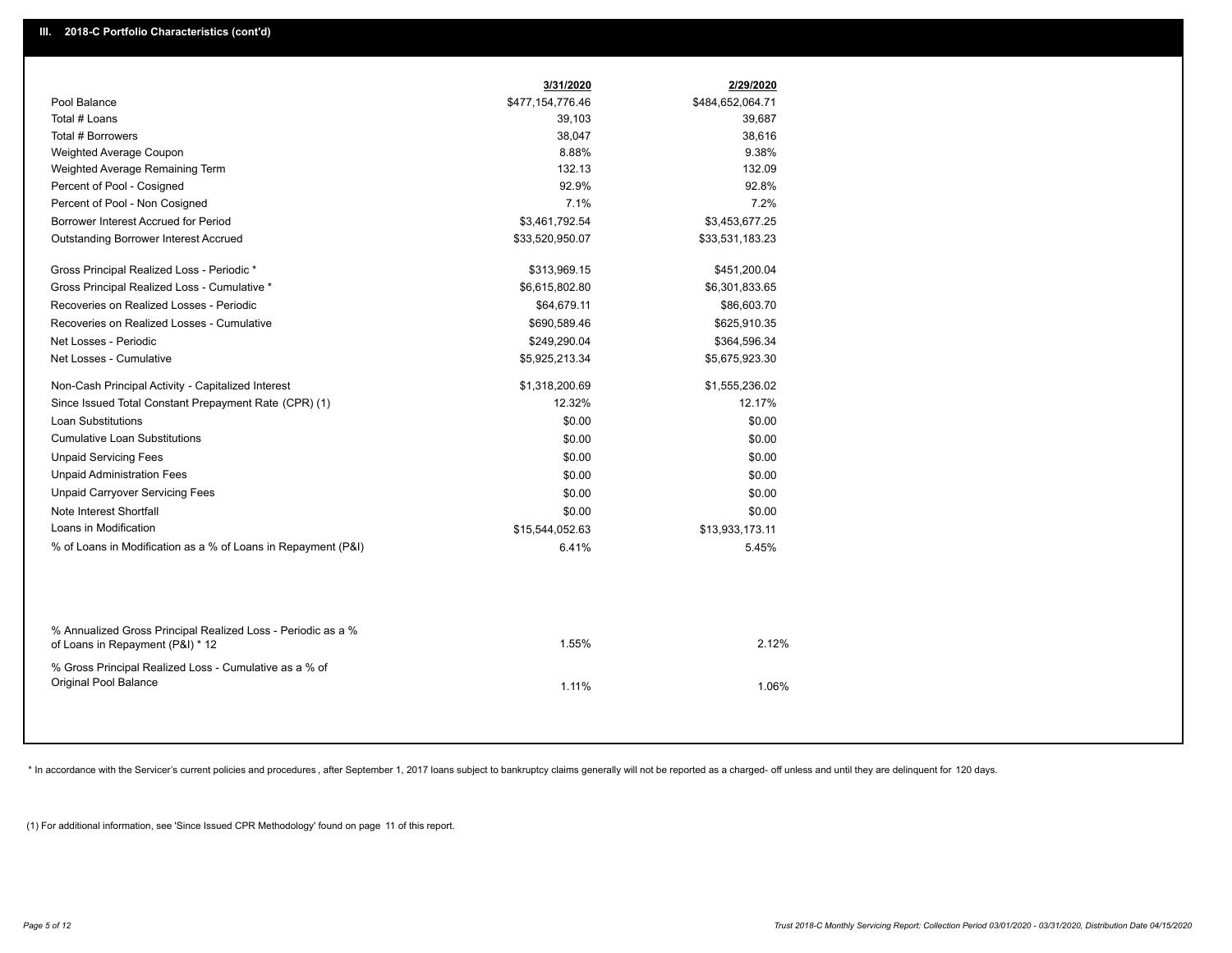## III. 2018-C Portfolio Characteristics (cont'd)

| | 3/31/2020 | 2/29/2020 |
|---|---|---|
| Pool Balance | $477,154,776.46 | $484,652,064.71 |
| Total # Loans | 39,103 | 39,687 |
| Total # Borrowers | 38,047 | 38,616 |
| Weighted Average Coupon | 8.88% | 9.38% |
| Weighted Average Remaining Term | 132.13 | 132.09 |
| Percent of Pool - Cosigned | 92.9% | 92.8% |
| Percent of Pool - Non Cosigned | 7.1% | 7.2% |
| Borrower Interest Accrued for Period | $3,461,792.54 | $3,453,677.25 |
| Outstanding Borrower Interest Accrued | $33,520,950.07 | $33,531,183.23 |
| Gross Principal Realized Loss - Periodic * | $313,969.15 | $451,200.04 |
| Gross Principal Realized Loss - Cumulative * | $6,615,802.80 | $6,301,833.65 |
| Recoveries on Realized Losses - Periodic | $64,679.11 | $86,603.70 |
| Recoveries on Realized Losses - Cumulative | $690,589.46 | $625,910.35 |
| Net Losses - Periodic | $249,290.04 | $364,596.34 |
| Net Losses - Cumulative | $5,925,213.34 | $5,675,923.30 |
| Non-Cash Principal Activity - Capitalized Interest | $1,318,200.69 | $1,555,236.02 |
| Since Issued Total Constant Prepayment Rate (CPR) (1) | 12.32% | 12.17% |
| Loan Substitutions | $0.00 | $0.00 |
| Cumulative Loan Substitutions | $0.00 | $0.00 |
| Unpaid Servicing Fees | $0.00 | $0.00 |
| Unpaid Administration Fees | $0.00 | $0.00 |
| Unpaid Carryover Servicing Fees | $0.00 | $0.00 |
| Note Interest Shortfall | $0.00 | $0.00 |
| Loans in Modification | $15,544,052.63 | $13,933,173.11 |
| % of Loans in Modification as a % of Loans in Repayment (P&I) | 6.41% | 5.45% |
| % Annualized Gross Principal Realized Loss - Periodic as a % of Loans in Repayment (P&I) * 12 | 1.55% | 2.12% |
| % Gross Principal Realized Loss - Cumulative as a % of Original Pool Balance | 1.11% | 1.06% |

* In accordance with the Servicer's current policies and procedures, after September 1, 2017 loans subject to bankruptcy claims generally will not be reported as a charged- off unless and until they are delinquent for 120 days.

(1) For additional information, see 'Since Issued CPR Methodology' found on page 11 of this report.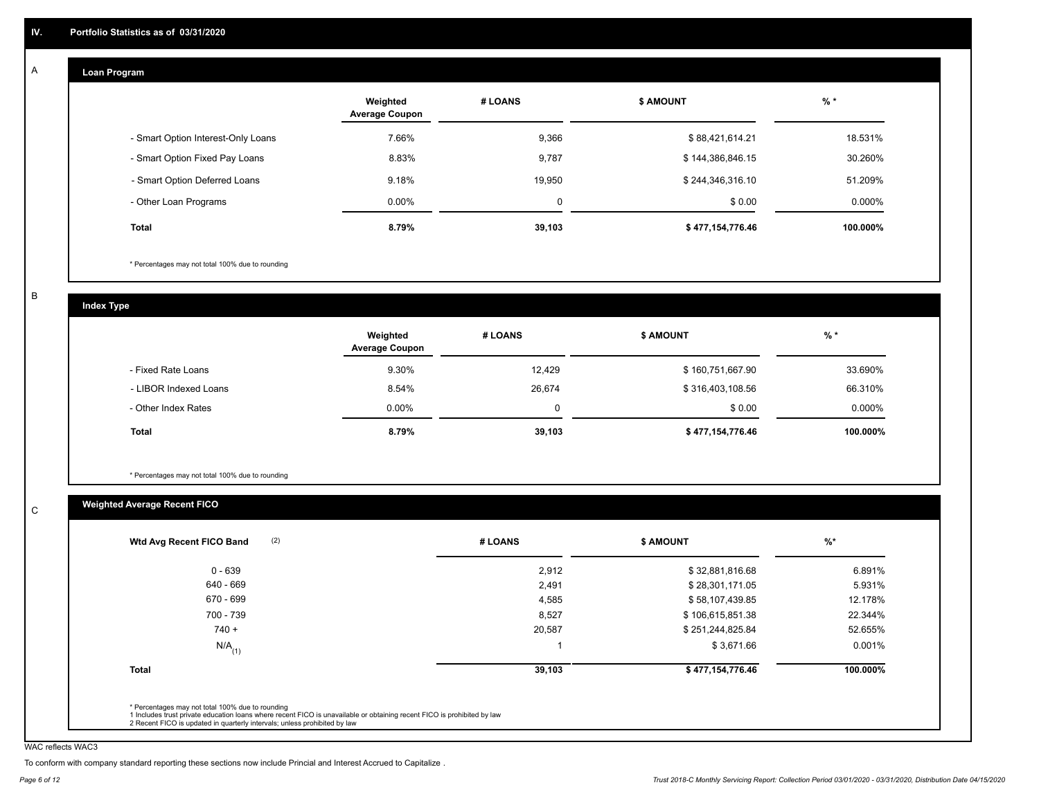# IV. Portfolio Statistics as of 03/31/2020

## A

### Loan Program

| | Weighted Average Coupon | # LOANS | $ AMOUNT | % * |
|---|---|---|---|---|
| - Smart Option Interest-Only Loans | 7.66% | 9,366 | $ 88,421,614.21 | 18.531% |
| - Smart Option Fixed Pay Loans | 8.83% | 9,787 | $ 144,386,846.15 | 30.260% |
| - Smart Option Deferred Loans | 9.18% | 19,950 | $ 244,346,316.10 | 51.209% |
| - Other Loan Programs | 0.00% | 0 | $ 0.00 | 0.000% |
| **Total** | **8.79%** | **39,103** | **$ 477,154,776.46** | **100.000%** |

* Percentages may not total 100% due to rounding

## B

### Index Type

| | Weighted Average Coupon | # LOANS | $ AMOUNT | % * |
|---|---|---|---|---|
| - Fixed Rate Loans | 9.30% | 12,429 | $ 160,751,667.90 | 33.690% |
| - LIBOR Indexed Loans | 8.54% | 26,674 | $ 316,403,108.56 | 66.310% |
| - Other Index Rates | 0.00% | 0 | $ 0.00 | 0.000% |
| **Total** | **8.79%** | **39,103** | **$ 477,154,776.46** | **100.000%** |

* Percentages may not total 100% due to rounding

## C

### Weighted Average Recent FICO

| Wtd Avg Recent FICO Band (2) | # LOANS | $ AMOUNT | %* |
|---|---|---|---|
| 0 - 639 | 2,912 | $ 32,881,816.68 | 6.891% |
| 640 - 669 | 2,491 | $ 28,301,171.05 | 5.931% |
| 670 - 699 | 4,585 | $ 58,107,439.85 | 12.178% |
| 700 - 739 | 8,527 | $ 106,615,851.38 | 22.344% |
| 740 + | 20,587 | $ 251,244,825.84 | 52.655% |
| N/A (1) | 1 | $ 3,671.66 | 0.001% |
| **Total** | **39,103** | **$ 477,154,776.46** | **100.000%** |

* Percentages may not total 100% due to rounding
1 Includes trust private education loans where recent FICO is unavailable or obtaining recent FICO is prohibited by law
2 Recent FICO is updated in quarterly intervals; unless prohibited by law

WAC reflects WAC3

To conform with company standard reporting these sections now include Princial and Interest Accrued to Capitalize .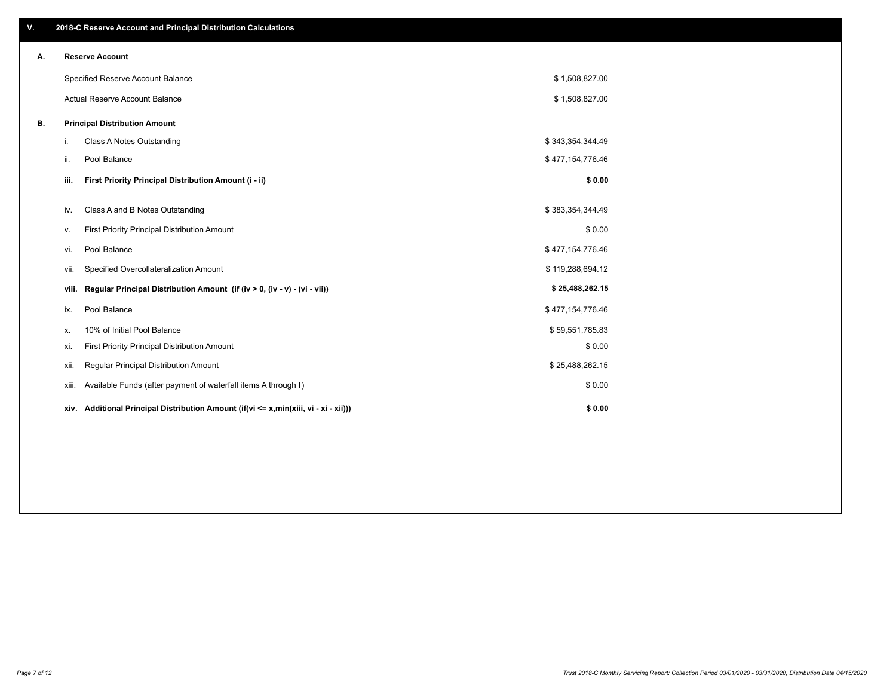## V. 2018-C Reserve Account and Principal Distribution Calculations

### A. Reserve Account

| | |
|---|---|
| Specified Reserve Account Balance | $ 1,508,827.00 |
| Actual Reserve Account Balance | $ 1,508,827.00 |

### B. Principal Distribution Amount

| | | |
|---|---|---|
| i. | Class A Notes Outstanding | $ 343,354,344.49 |
| ii. | Pool Balance | $ 477,154,776.46 |
| **iii.** | **First Priority Principal Distribution Amount (i - ii)** | **$ 0.00** |
| iv. | Class A and B Notes Outstanding | $ 383,354,344.49 |
| v. | First Priority Principal Distribution Amount | $ 0.00 |
| vi. | Pool Balance | $ 477,154,776.46 |
| vii. | Specified Overcollateralization Amount | $ 119,288,694.12 |
| **viii.** | **Regular Principal Distribution Amount (if (iv > 0, (iv - v) - (vi - vii))** | **$ 25,488,262.15** |
| ix. | Pool Balance | $ 477,154,776.46 |
| x. | 10% of Initial Pool Balance | $ 59,551,785.83 |
| xi. | First Priority Principal Distribution Amount | $ 0.00 |
| xii. | Regular Principal Distribution Amount | $ 25,488,262.15 |
| xiii. | Available Funds (after payment of waterfall items A through I) | $ 0.00 |
| **xiv.** | **Additional Principal Distribution Amount (if(vi <= x,min(xiii, vi - xi - xii)))** | **$ 0.00** |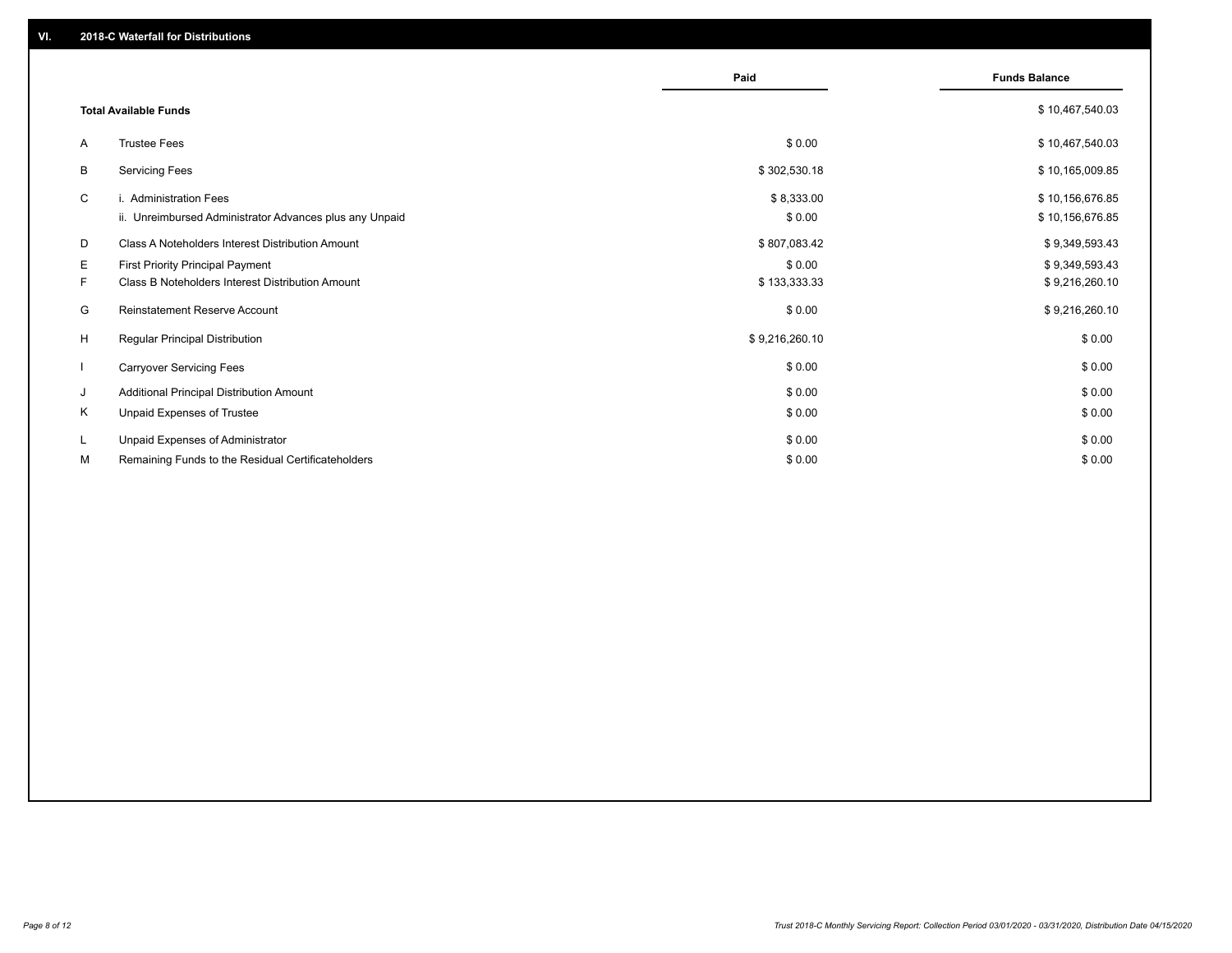## VI. 2018-C Waterfall for Distributions

| | | Paid | Funds Balance |
|---|---|---|---|
| | **Total Available Funds** | | $ 10,467,540.03 |
| A | Trustee Fees | $ 0.00 | $ 10,467,540.03 |
| B | Servicing Fees | $ 302,530.18 | $ 10,165,009.85 |
| C | i. Administration Fees | $ 8,333.00 | $ 10,156,676.85 |
| | ii. Unreimbursed Administrator Advances plus any Unpaid | $ 0.00 | $ 10,156,676.85 |
| D | Class A Noteholders Interest Distribution Amount | $ 807,083.42 | $ 9,349,593.43 |
| E | First Priority Principal Payment | $ 0.00 | $ 9,349,593.43 |
| F | Class B Noteholders Interest Distribution Amount | $ 133,333.33 | $ 9,216,260.10 |
| G | Reinstatement Reserve Account | $ 0.00 | $ 9,216,260.10 |
| H | Regular Principal Distribution | $ 9,216,260.10 | $ 0.00 |
| I | Carryover Servicing Fees | $ 0.00 | $ 0.00 |
| J | Additional Principal Distribution Amount | $ 0.00 | $ 0.00 |
| K | Unpaid Expenses of Trustee | $ 0.00 | $ 0.00 |
| L | Unpaid Expenses of Administrator | $ 0.00 | $ 0.00 |
| M | Remaining Funds to the Residual Certificateholders | $ 0.00 | $ 0.00 |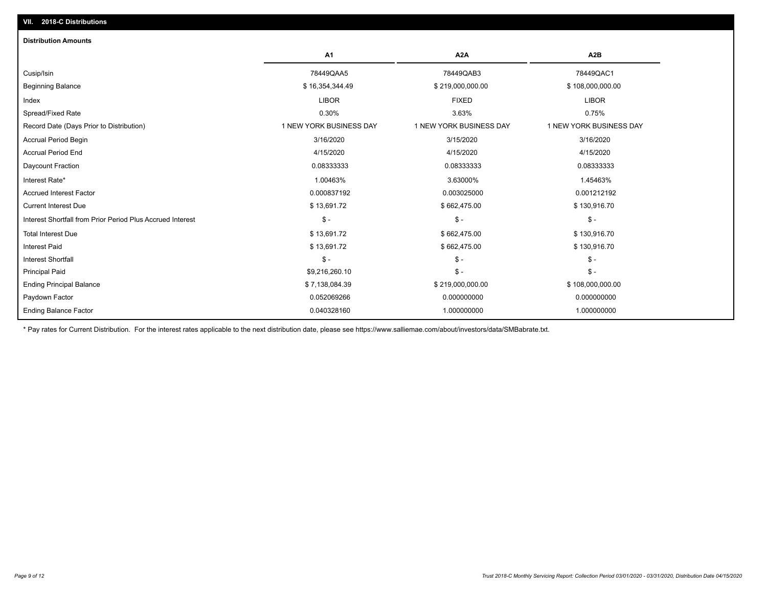## VII. 2018-C Distributions

### Distribution Amounts

| | A1 | A2A | A2B |
|---|---|---|---|
| Cusip/Isin | 78449QAA5 | 78449QAB3 | 78449QAC1 |
| Beginning Balance | $ 16,354,344.49 | $ 219,000,000.00 | $ 108,000,000.00 |
| Index | LIBOR | FIXED | LIBOR |
| Spread/Fixed Rate | 0.30% | 3.63% | 0.75% |
| Record Date (Days Prior to Distribution) | 1 NEW YORK BUSINESS DAY | 1 NEW YORK BUSINESS DAY | 1 NEW YORK BUSINESS DAY |
| Accrual Period Begin | 3/16/2020 | 3/15/2020 | 3/16/2020 |
| Accrual Period End | 4/15/2020 | 4/15/2020 | 4/15/2020 |
| Daycount Fraction | 0.08333333 | 0.08333333 | 0.08333333 |
| Interest Rate* | 1.00463% | 3.63000% | 1.45463% |
| Accrued Interest Factor | 0.000837192 | 0.003025000 | 0.001212192 |
| Current Interest Due | $ 13,691.72 | $ 662,475.00 | $ 130,916.70 |
| Interest Shortfall from Prior Period Plus Accrued Interest | $ - | $ - | $ - |
| Total Interest Due | $ 13,691.72 | $ 662,475.00 | $ 130,916.70 |
| Interest Paid | $ 13,691.72 | $ 662,475.00 | $ 130,916.70 |
| Interest Shortfall | $ - | $ - | $ - |
| Principal Paid | $9,216,260.10 | $ - | $ - |
| Ending Principal Balance | $ 7,138,084.39 | $ 219,000,000.00 | $ 108,000,000.00 |
| Paydown Factor | 0.052069266 | 0.000000000 | 0.000000000 |
| Ending Balance Factor | 0.040328160 | 1.000000000 | 1.000000000 |

* Pay rates for Current Distribution. For the interest rates applicable to the next distribution date, please see https://www.salliemae.com/about/investors/data/SMBabrate.txt.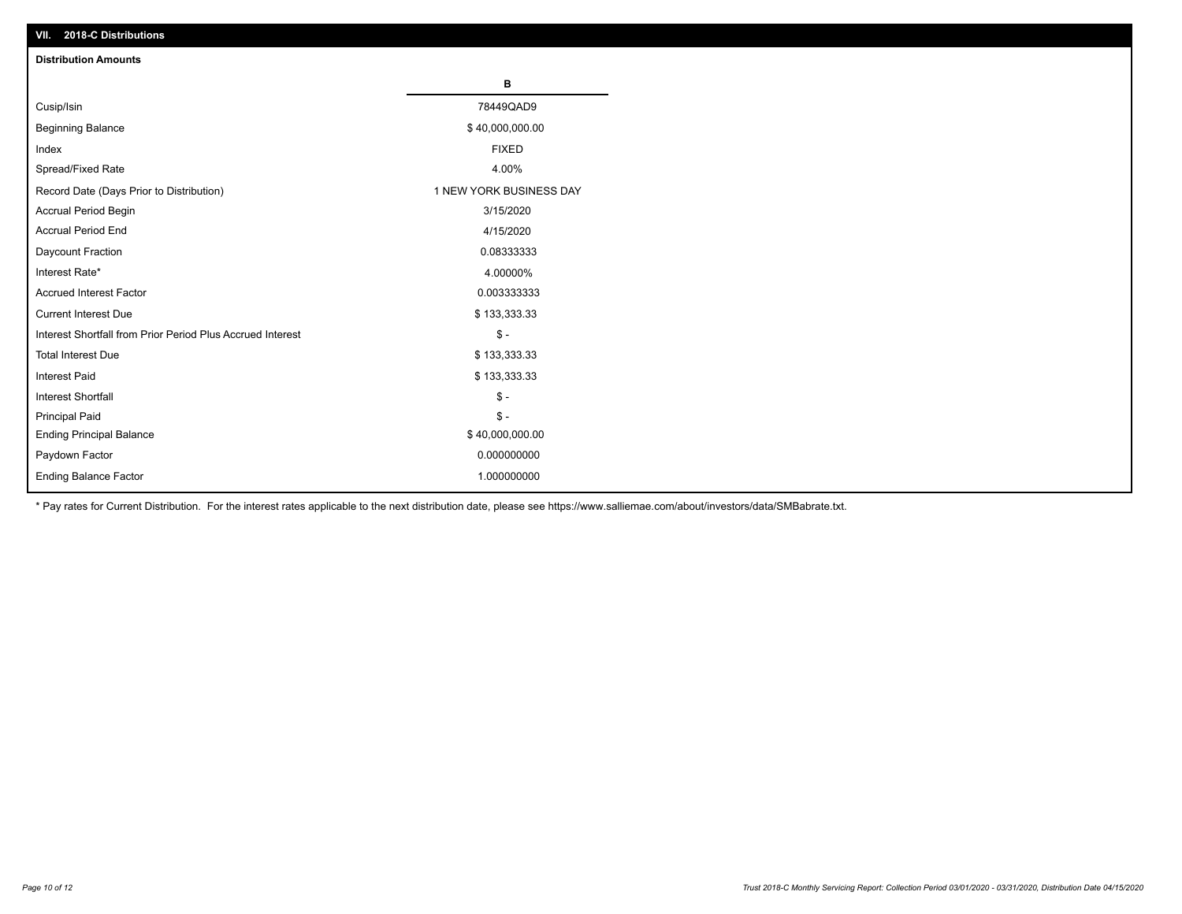## VII. 2018-C Distributions

### Distribution Amounts

| | B |
|---|---|
| Cusip/Isin | 78449QAD9 |
| Beginning Balance | $ 40,000,000.00 |
| Index | FIXED |
| Spread/Fixed Rate | 4.00% |
| Record Date (Days Prior to Distribution) | 1 NEW YORK BUSINESS DAY |
| Accrual Period Begin | 3/15/2020 |
| Accrual Period End | 4/15/2020 |
| Daycount Fraction | 0.08333333 |
| Interest Rate* | 4.00000% |
| Accrued Interest Factor | 0.003333333 |
| Current Interest Due | $ 133,333.33 |
| Interest Shortfall from Prior Period Plus Accrued Interest | $ - |
| Total Interest Due | $ 133,333.33 |
| Interest Paid | $ 133,333.33 |
| Interest Shortfall | $ - |
| Principal Paid | $ - |
| Ending Principal Balance | $ 40,000,000.00 |
| Paydown Factor | 0.000000000 |
| Ending Balance Factor | 1.000000000 |

* Pay rates for Current Distribution. For the interest rates applicable to the next distribution date, please see https://www.salliemae.com/about/investors/data/SMBabrate.txt.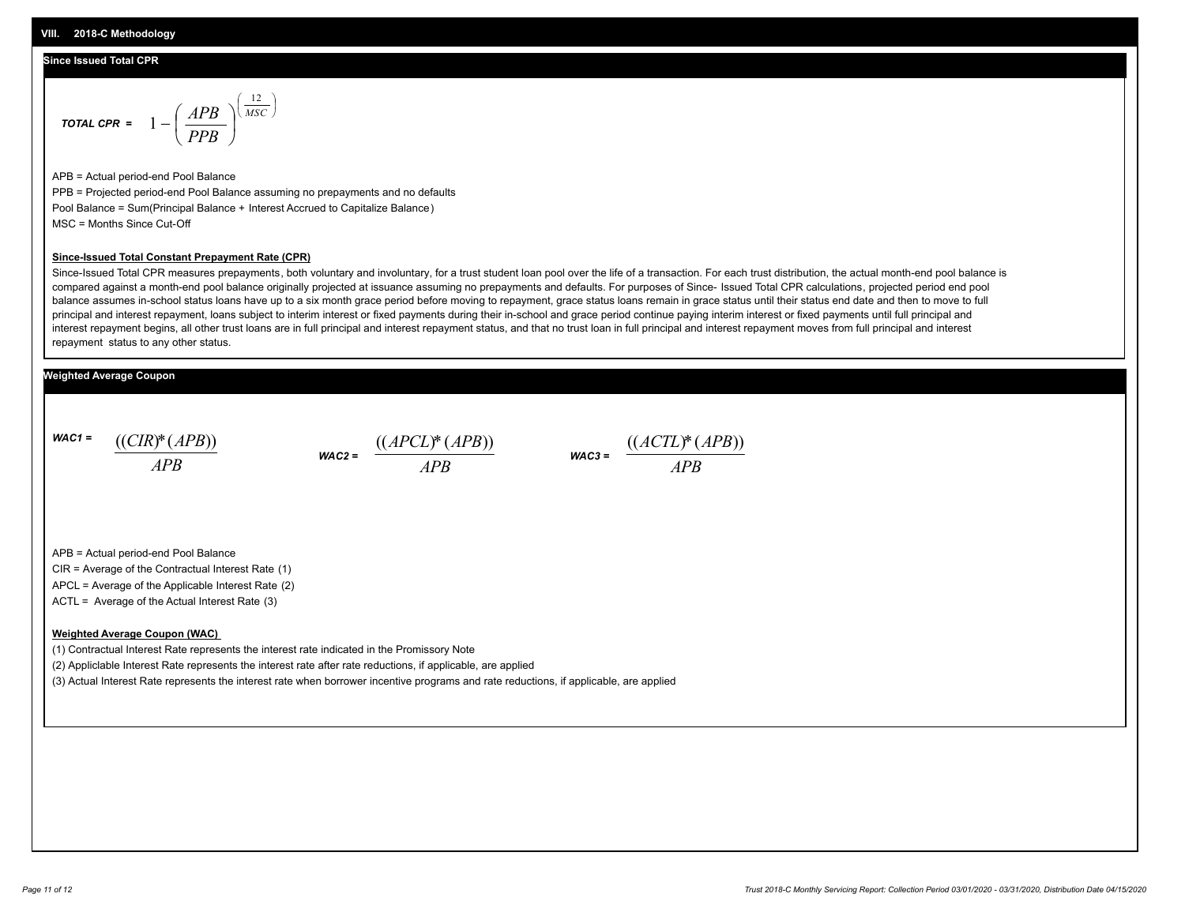## VIII. 2018-C Methodology

### Since Issued Total CPR

$$\text{TOTAL CPR} = 1 - \left(\frac{APB}{PPB}\right)^{\left(\frac{12}{MSC}\right)}$$

APB = Actual period-end Pool Balance

PPB = Projected period-end Pool Balance assuming no prepayments and no defaults

Pool Balance = Sum(Principal Balance + Interest Accrued to Capitalize Balance)

MSC = Months Since Cut-Off

**Since-Issued Total Constant Prepayment Rate (CPR)**

Since-Issued Total CPR measures prepayments, both voluntary and involuntary, for a trust student loan pool over the life of a transaction. For each trust distribution, the actual month-end pool balance is compared against a month-end pool balance originally projected at issuance assuming no prepayments and defaults. For purposes of Since- Issued Total CPR calculations, projected period end pool balance assumes in-school status loans have up to a six month grace period before moving to repayment, grace status loans remain in grace status until their status end date and then to move to full principal and interest repayment, loans subject to interim interest or fixed payments during their in-school and grace period continue paying interim interest or fixed payments until full principal and interest repayment begins, all other trust loans are in full principal and interest repayment status, and that no trust loan in full principal and interest repayment moves from full principal and interest repayment status to any other status.

### Weighted Average Coupon

$$\text{WAC1} = \frac{((CIR)*(APB))}{APB} \qquad \text{WAC2} = \frac{((APCL)*(APB))}{APB} \qquad \text{WAC3} = \frac{((ACTL)*(APB))}{APB}$$

APB = Actual period-end Pool Balance

CIR = Average of the Contractual Interest Rate (1)

APCL = Average of the Applicable Interest Rate (2)

ACTL = Average of the Actual Interest Rate (3)

**Weighted Average Coupon (WAC)**

(1) Contractual Interest Rate represents the interest rate indicated in the Promissory Note

(2) Appliclable Interest Rate represents the interest rate after rate reductions, if applicable, are applied

(3) Actual Interest Rate represents the interest rate when borrower incentive programs and rate reductions, if applicable, are applied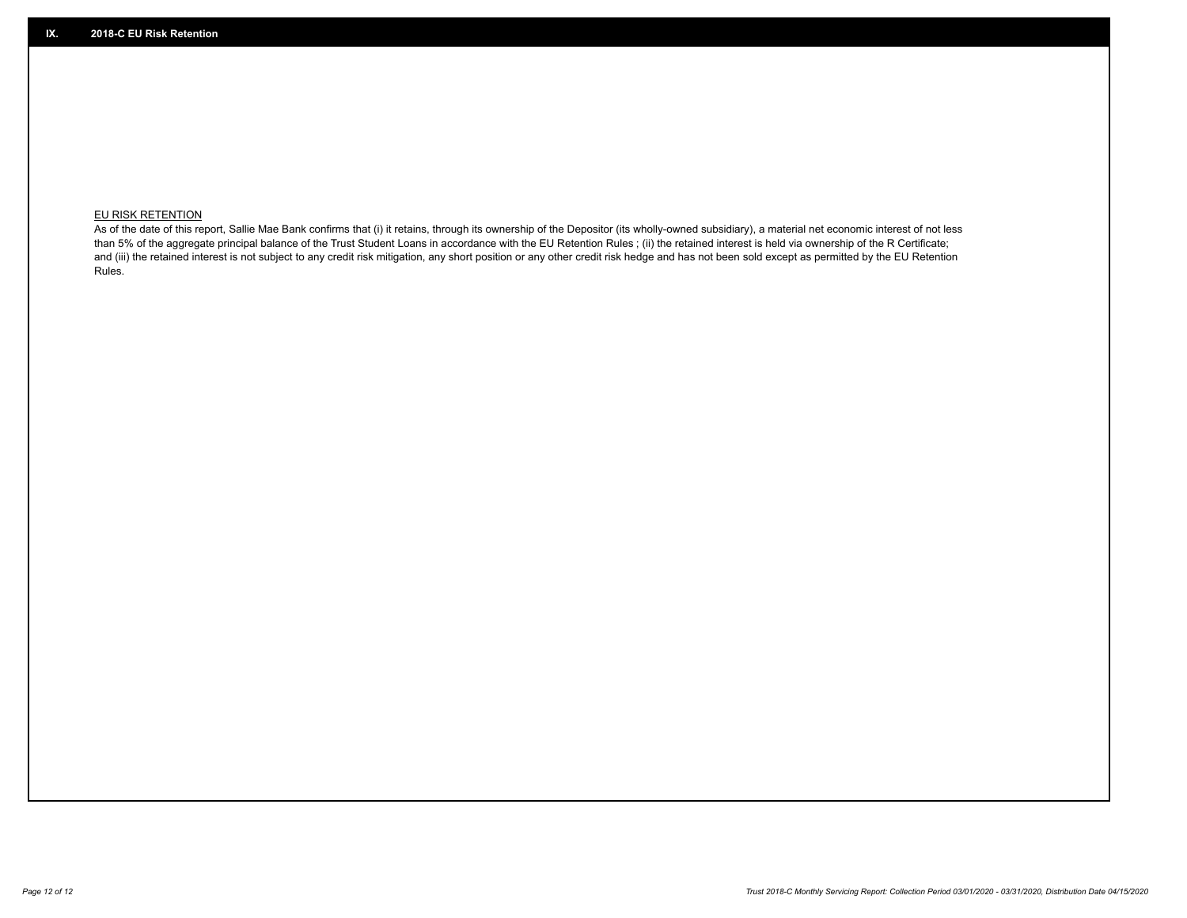## IX. 2018-C EU Risk Retention

EU RISK RETENTION

As of the date of this report, Sallie Mae Bank confirms that (i) it retains, through its ownership of the Depositor (its wholly-owned subsidiary), a material net economic interest of not less than 5% of the aggregate principal balance of the Trust Student Loans in accordance with the EU Retention Rules ; (ii) the retained interest is held via ownership of the R Certificate; and (iii) the retained interest is not subject to any credit risk mitigation, any short position or any other credit risk hedge and has not been sold except as permitted by the EU Retention Rules.